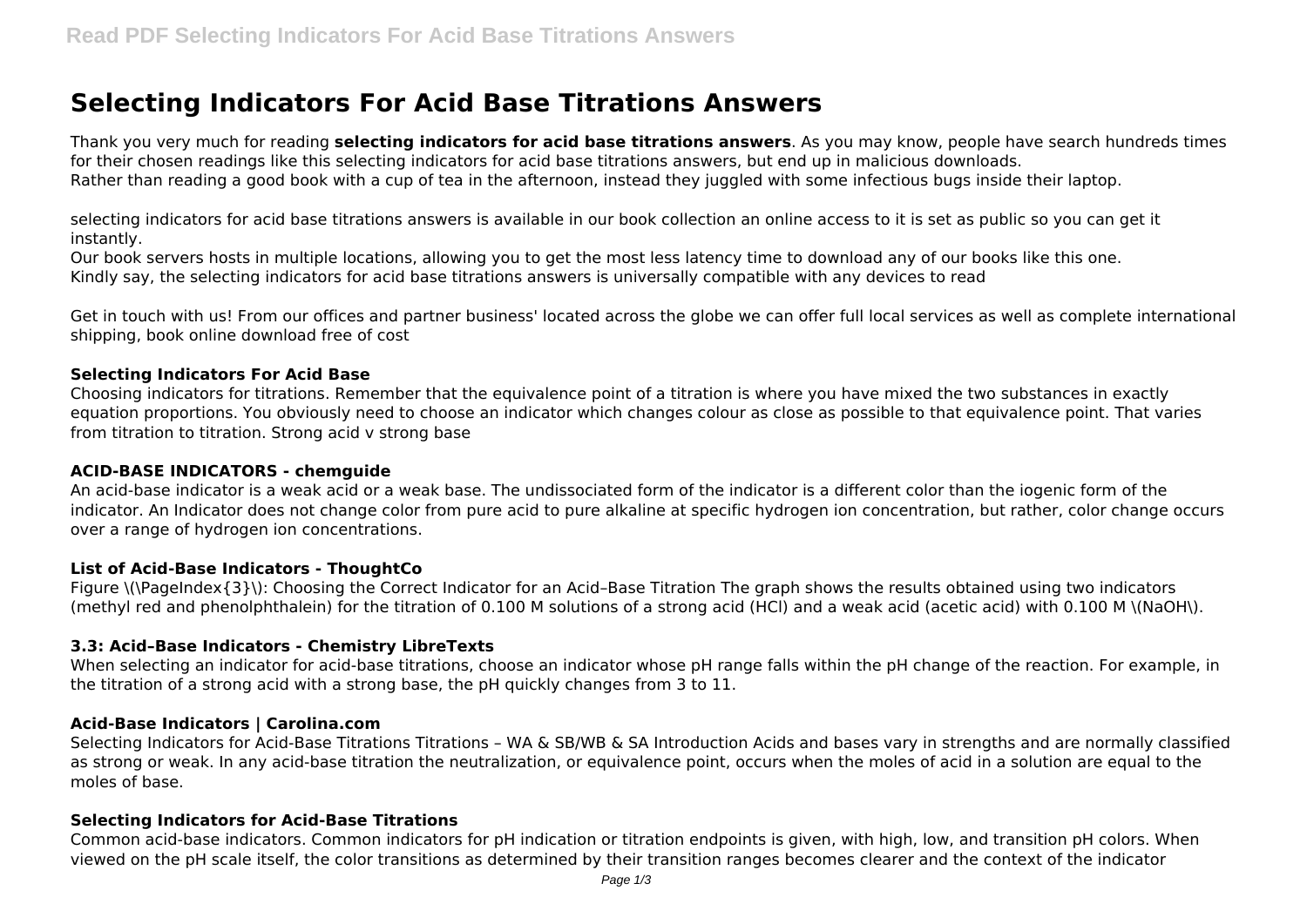# Selecting Indicators For Acid Base Titrations Answers

Thank you very much for reading **selecting indicators for acid base titrations answers**. As you may know, people have search hundreds times for their chosen readings like this selecting indicators for acid base titrations answers, but end up in malicious downloads.
Rather than reading a good book with a cup of tea in the afternoon, instead they juggled with some infectious bugs inside their laptop.

selecting indicators for acid base titrations answers is available in our book collection an online access to it is set as public so you can get it instantly.
Our book servers hosts in multiple locations, allowing you to get the most less latency time to download any of our books like this one.
Kindly say, the selecting indicators for acid base titrations answers is universally compatible with any devices to read

Get in touch with us! From our offices and partner business' located across the globe we can offer full local services as well as complete international shipping, book online download free of cost

### Selecting Indicators For Acid Base

Choosing indicators for titrations. Remember that the equivalence point of a titration is where you have mixed the two substances in exactly equation proportions. You obviously need to choose an indicator which changes colour as close as possible to that equivalence point. That varies from titration to titration. Strong acid v strong base

### ACID-BASE INDICATORS - chemguide

An acid-base indicator is a weak acid or a weak base. The undissociated form of the indicator is a different color than the iogenic form of the indicator. An Indicator does not change color from pure acid to pure alkaline at specific hydrogen ion concentration, but rather, color change occurs over a range of hydrogen ion concentrations.

### List of Acid-Base Indicators - ThoughtCo

Figure \(\PageIndex{3}\): Choosing the Correct Indicator for an Acid–Base Titration The graph shows the results obtained using two indicators (methyl red and phenolphthalein) for the titration of 0.100 M solutions of a strong acid (HCl) and a weak acid (acetic acid) with 0.100 M \(NaOH\).

### 3.3: Acid–Base Indicators - Chemistry LibreTexts

When selecting an indicator for acid-base titrations, choose an indicator whose pH range falls within the pH change of the reaction. For example, in the titration of a strong acid with a strong base, the pH quickly changes from 3 to 11.

### Acid-Base Indicators | Carolina.com

Selecting Indicators for Acid-Base Titrations Titrations – WA & SB/WB & SA Introduction Acids and bases vary in strengths and are normally classified as strong or weak. In any acid-base titration the neutralization, or equivalence point, occurs when the moles of acid in a solution are equal to the moles of base.

### Selecting Indicators for Acid-Base Titrations

Common acid-base indicators. Common indicators for pH indication or titration endpoints is given, with high, low, and transition pH colors. When viewed on the pH scale itself, the color transitions as determined by their transition ranges becomes clearer and the context of the indicator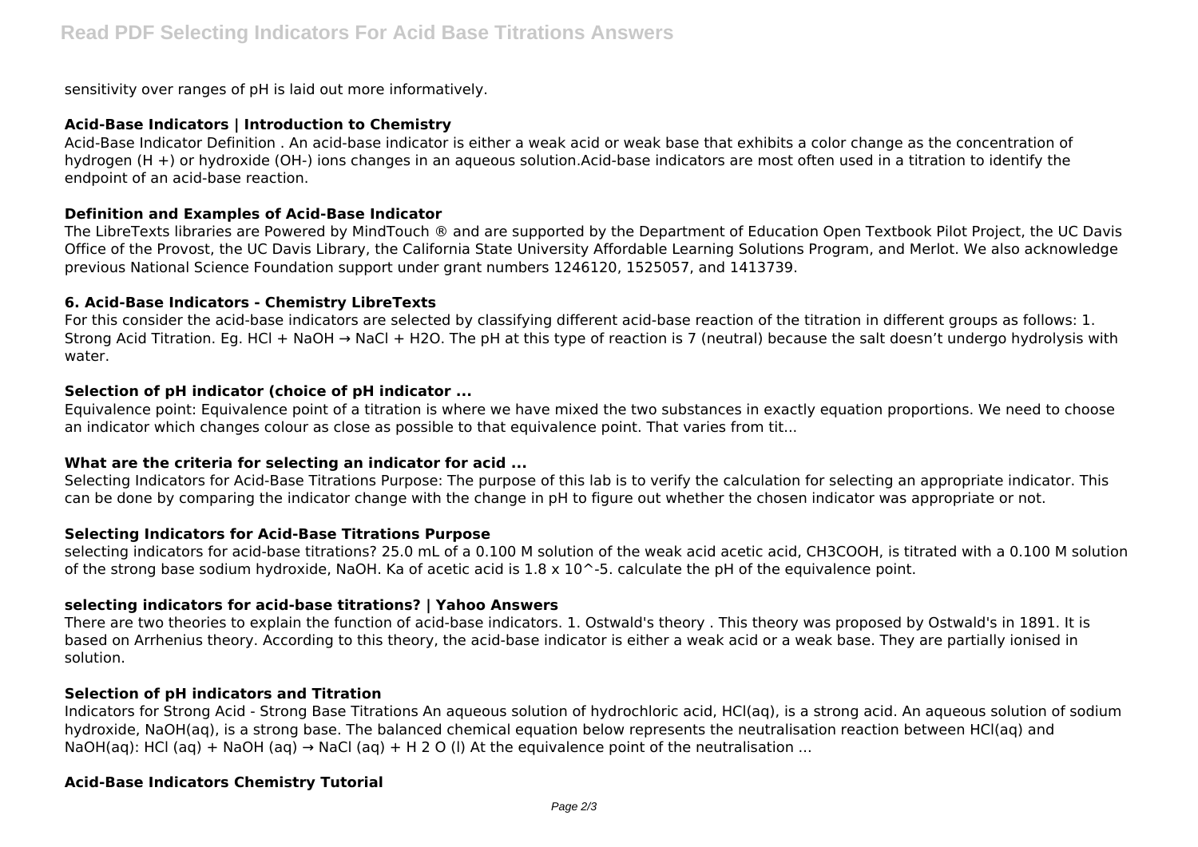sensitivity over ranges of pH is laid out more informatively.

### Acid-Base Indicators | Introduction to Chemistry

Acid-Base Indicator Definition . An acid-base indicator is either a weak acid or weak base that exhibits a color change as the concentration of hydrogen ($H^+$) or hydroxide ($OH^-$) ions changes in an aqueous solution.Acid-base indicators are most often used in a titration to identify the endpoint of an acid-base reaction.

### Definition and Examples of Acid-Base Indicator

The LibreTexts libraries are Powered by MindTouch ® and are supported by the Department of Education Open Textbook Pilot Project, the UC Davis Office of the Provost, the UC Davis Library, the California State University Affordable Learning Solutions Program, and Merlot. We also acknowledge previous National Science Foundation support under grant numbers 1246120, 1525057, and 1413739.

### 6. Acid-Base Indicators - Chemistry LibreTexts

For this consider the acid-base indicators are selected by classifying different acid-base reaction of the titration in different groups as follows: 1. Strong Acid Titration. Eg. $HCl + NaOH \rightarrow NaCl + H_2O$. The pH at this type of reaction is 7 (neutral) because the salt doesn't undergo hydrolysis with water.

### Selection of pH indicator (choice of pH indicator ...

Equivalence point: Equivalence point of a titration is where we have mixed the two substances in exactly equation proportions. We need to choose an indicator which changes colour as close as possible to that equivalence point. That varies from tit...

### What are the criteria for selecting an indicator for acid ...

Selecting Indicators for Acid-Base Titrations Purpose: The purpose of this lab is to verify the calculation for selecting an appropriate indicator. This can be done by comparing the indicator change with the change in pH to figure out whether the chosen indicator was appropriate or not.

### Selecting Indicators for Acid-Base Titrations Purpose

selecting indicators for acid-base titrations? 25.0 mL of a 0.100 M solution of the weak acid acetic acid, $CH_3COOH$, is titrated with a 0.100 M solution of the strong base sodium hydroxide, NaOH. Ka of acetic acid is $1.8 \times 10^{-5}$. calculate the pH of the equivalence point.

### selecting indicators for acid-base titrations? | Yahoo Answers

There are two theories to explain the function of acid-base indicators. 1. Ostwald's theory . This theory was proposed by Ostwald's in 1891. It is based on Arrhenius theory. According to this theory, the acid-base indicator is either a weak acid or a weak base. They are partially ionised in solution.

### Selection of pH indicators and Titration

Indicators for Strong Acid - Strong Base Titrations An aqueous solution of hydrochloric acid, HCl(aq), is a strong acid. An aqueous solution of sodium hydroxide, NaOH(aq), is a strong base. The balanced chemical equation below represents the neutralisation reaction between HCl(aq) and NaOH(aq): $HCl (aq) + NaOH (aq) \rightarrow NaCl (aq) + H_2O (l)$ At the equivalence point of the neutralisation ...

### Acid-Base Indicators Chemistry Tutorial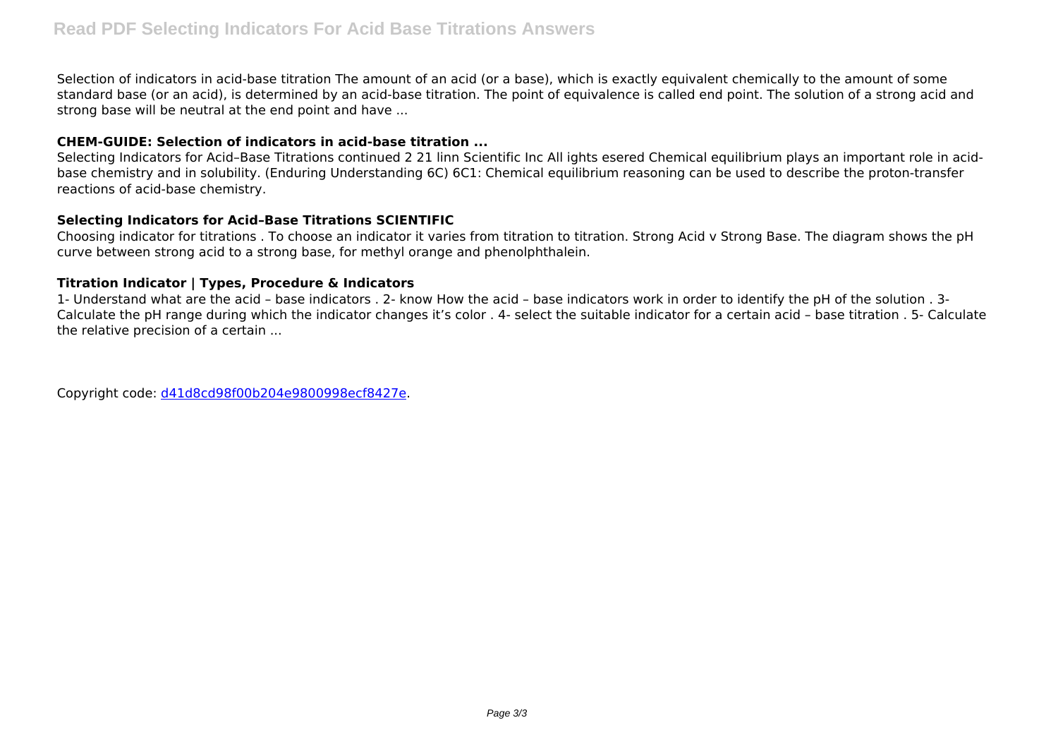Selection of indicators in acid-base titration The amount of an acid (or a base), which is exactly equivalent chemically to the amount of some standard base (or an acid), is determined by an acid-base titration. The point of equivalence is called end point. The solution of a strong acid and strong base will be neutral at the end point and have ...

**CHEM-GUIDE: Selection of indicators in acid-base titration ...**

Selecting Indicators for Acid–Base Titrations continued 2 21 linn Scientific Inc All ights esered Chemical equilibrium plays an important role in acid-base chemistry and in solubility. (Enduring Understanding 6C) 6C1: Chemical equilibrium reasoning can be used to describe the proton-transfer reactions of acid-base chemistry.

**Selecting Indicators for Acid–Base Titrations SCIENTIFIC**

Choosing indicator for titrations . To choose an indicator it varies from titration to titration. Strong Acid v Strong Base. The diagram shows the pH curve between strong acid to a strong base, for methyl orange and phenolphthalein.

**Titration Indicator | Types, Procedure & Indicators**

1- Understand what are the acid – base indicators . 2- know How the acid – base indicators work in order to identify the pH of the solution . 3- Calculate the pH range during which the indicator changes it's color . 4- select the suitable indicator for a certain acid – base titration . 5- Calculate the relative precision of a certain ...

Copyright code: d41d8cd98f00b204e9800998ecf8427e.